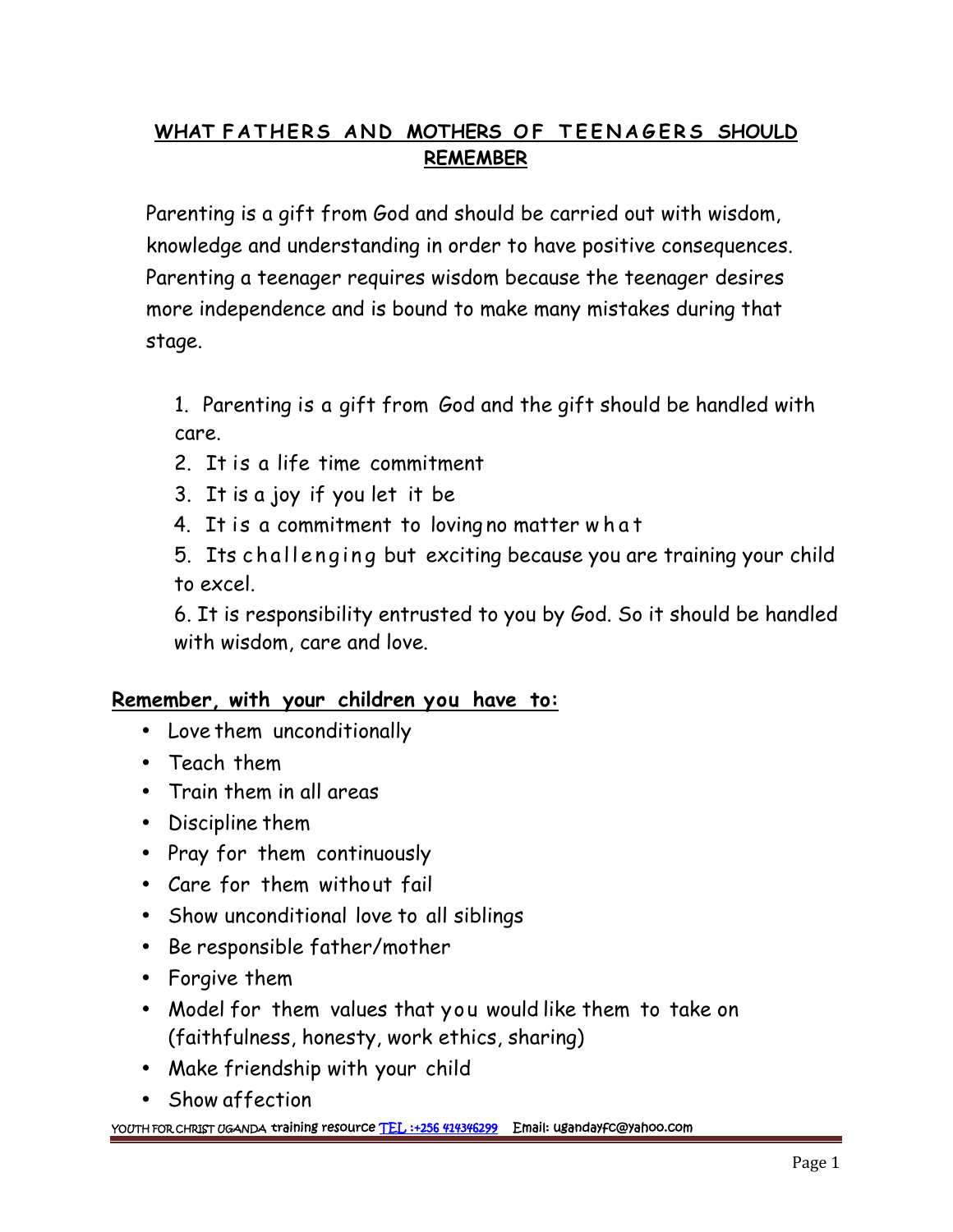## WHAT FATHERS AND MOTHERS OF TEENAGERS SHOULD REMEMBER

Parenting is a gift from God and should be carried out with wisdom, knowledge and understanding in order to have positive consequences. Parenting a teenager requires wisdom because the teenager desires more independence and is bound to make many mistakes during that stage.

1. Parenting is a gift from God and the gift should be handled with care.
2. It is a life time commitment
3. It is a joy if you let it be
4. It is a commitment to loving no matter what
5. Its challenging but exciting because you are training your child to excel.
6. It is responsibility entrusted to you by God. So it should be handled with wisdom, care and love.

**Remember, with your children you have to:**

- Love them unconditionally
- Teach them
- Train them in all areas
- Discipline them
- Pray for them continuously
- Care for them without fail
- Show unconditional love to all siblings
- Be responsible father/mother
- Forgive them
- Model for them values that you would like them to take on (faithfulness, honesty, work ethics, sharing)
- Make friendship with your child
- Show affection

YOUTH FOR CHRIST UGANDA training resource TEL :+256 414346299 Email: ugandayfc@yahoo.com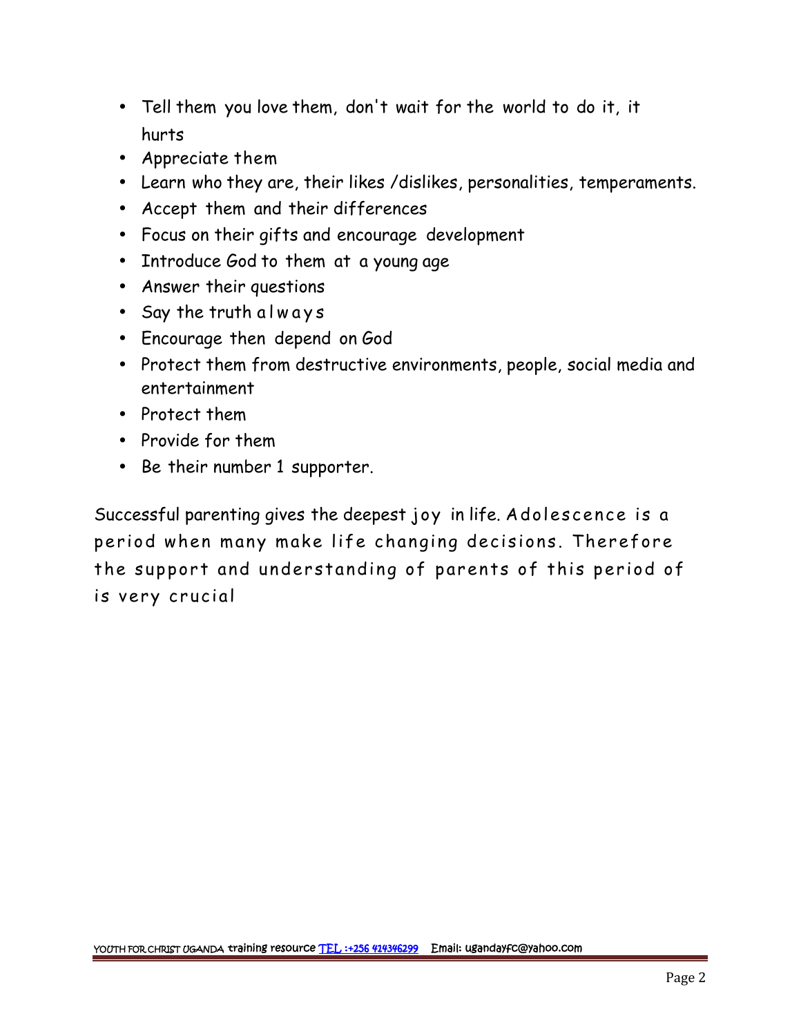- Tell them you love them, don't wait for the world to do it, it hurts
- Appreciate them
- Learn who they are, their likes /dislikes, personalities, temperaments.
- Accept them and their differences
- Focus on their gifts and encourage development
- Introduce God to them at a young age
- Answer their questions
- Say the truth always
- Encourage then depend on God
- Protect them from destructive environments, people, social media and entertainment
- Protect them
- Provide for them
- Be their number 1 supporter.

Successful parenting gives the deepest joy in life. Adolescence is a period when many make life changing decisions. Therefore the support and understanding of parents of this period of is very crucial